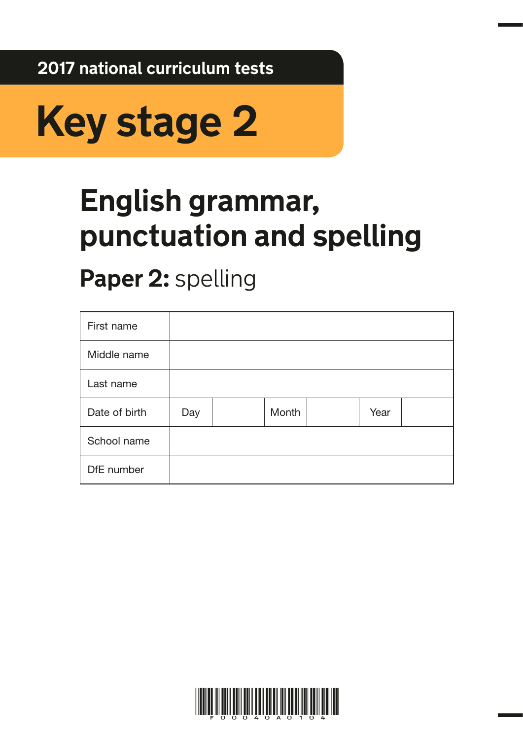2017 national curriculum tests

# Key stage 2

# English grammar, punctuation and spelling

## **Paper 2:** spelling

| First name | | | | | | |
|---|---|---|---|---|---|---|
| Middle name | | | | | | |
| Last name | | | | | | |
| Date of birth | Day | | Month | | Year | |
| School name | | | | | | |
| DfE number | | | | | | |

F00040A0104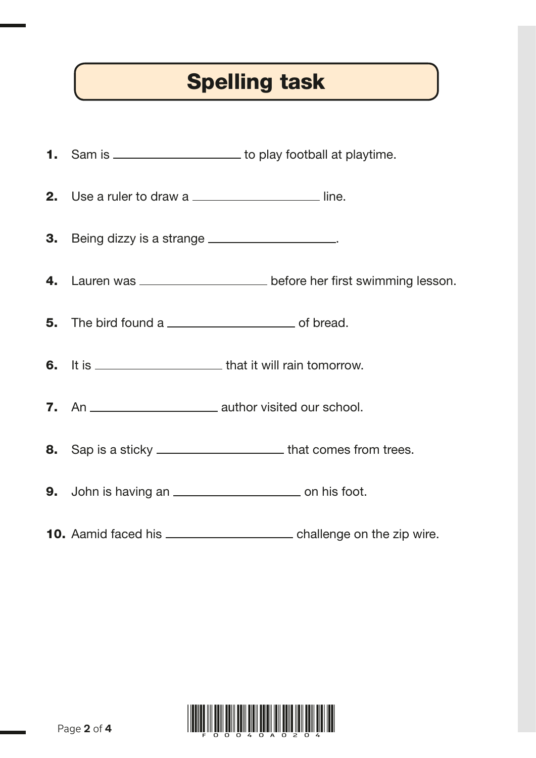# Spelling task

1. Sam is ____________________ to play football at playtime.

2. Use a ruler to draw a ____________________ line.

3. Being dizzy is a strange ____________________.

4. Lauren was ____________________ before her first swimming lesson.

5. The bird found a ____________________ of bread.

6. It is ____________________ that it will rain tomorrow.

7. An ____________________ author visited our school.

8. Sap is a sticky ____________________ that comes from trees.

9. John is having an ____________________ on his foot.

10. Aamid faced his ____________________ challenge on the zip wire.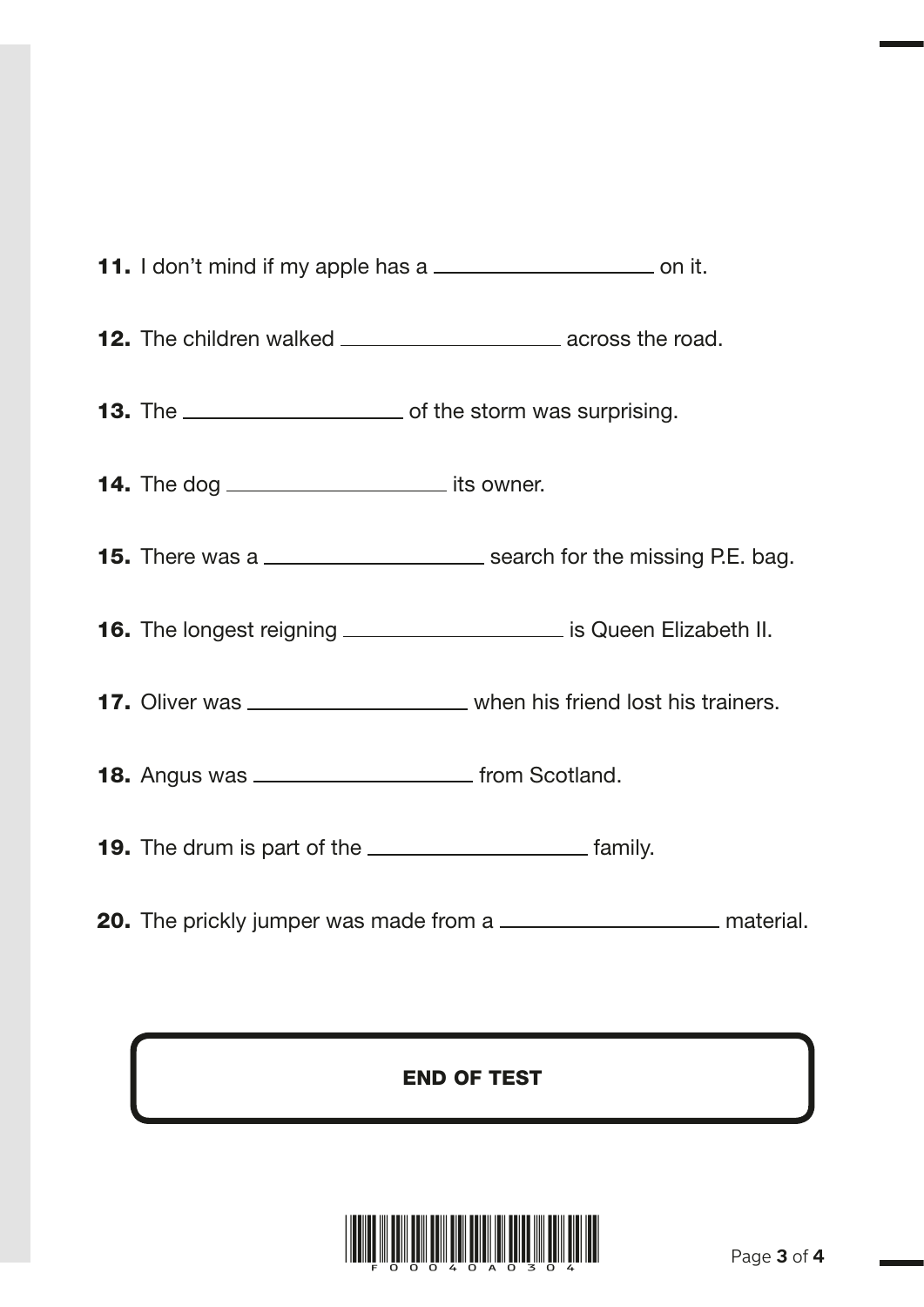**11.** I don't mind if my apple has a ____________________ on it.

**12.** The children walked ____________________ across the road.

**13.** The ____________________ of the storm was surprising.

**14.** The dog ____________________ its owner.

**15.** There was a ____________________ search for the missing P.E. bag.

**16.** The longest reigning ____________________ is Queen Elizabeth II.

**17.** Oliver was ____________________ when his friend lost his trainers.

**18.** Angus was ____________________ from Scotland.

**19.** The drum is part of the ____________________ family.

**20.** The prickly jumper was made from a ____________________ material.

**END OF TEST**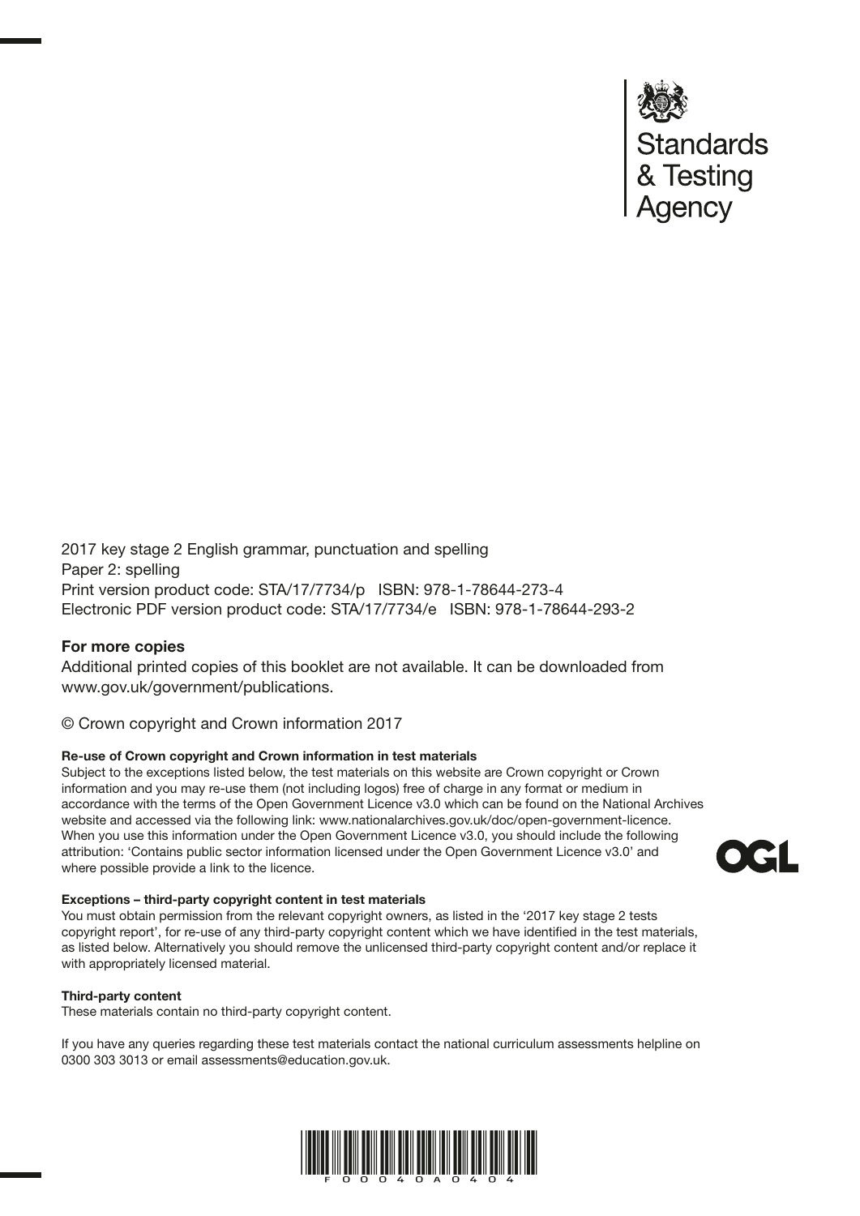Standards
& Testing
Agency

2017 key stage 2 English grammar, punctuation and spelling
Paper 2: spelling
Print version product code: STA/17/7734/p ISBN: 978-1-78644-273-4
Electronic PDF version product code: STA/17/7734/e ISBN: 978-1-78644-293-2

**For more copies**

Additional printed copies of this booklet are not available. It can be downloaded from www.gov.uk/government/publications.

© Crown copyright and Crown information 2017

**Re-use of Crown copyright and Crown information in test materials**

Subject to the exceptions listed below, the test materials on this website are Crown copyright or Crown information and you may re-use them (not including logos) free of charge in any format or medium in accordance with the terms of the Open Government Licence v3.0 which can be found on the National Archives website and accessed via the following link: www.nationalarchives.gov.uk/doc/open-government-licence. When you use this information under the Open Government Licence v3.0, you should include the following attribution: 'Contains public sector information licensed under the Open Government Licence v3.0' and where possible provide a link to the licence.

**Exceptions – third-party copyright content in test materials**

You must obtain permission from the relevant copyright owners, as listed in the '2017 key stage 2 tests copyright report', for re-use of any third-party copyright content which we have identified in the test materials, as listed below. Alternatively you should remove the unlicensed third-party copyright content and/or replace it with appropriately licensed material.

**Third-party content**

These materials contain no third-party copyright content.

If you have any queries regarding these test materials contact the national curriculum assessments helpline on 0300 303 3013 or email assessments@education.gov.uk.

F00040A0404